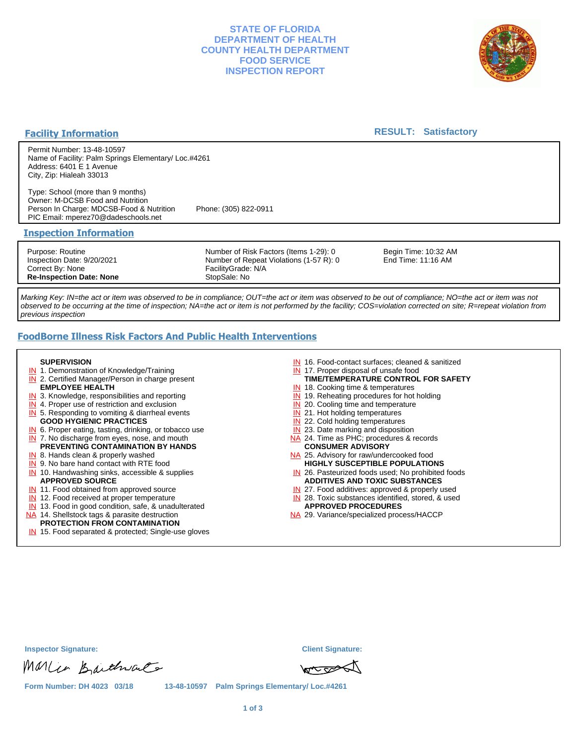# STATE OF FLORIDA
# DEPARTMENT OF HEALTH
# COUNTY HEALTH DEPARTMENT
# FOOD SERVICE
# INSPECTION REPORT

## Facility Information

**RESULT: Satisfactory**

Permit Number: 13-48-10597
Name of Facility: Palm Springs Elementary/ Loc.#4261
Address: 6401 E 1 Avenue
City, Zip: Hialeah 33013

Type: School (more than 9 months)
Owner: M-DCSB Food and Nutrition
Person In Charge: MDCSB-Food & Nutrition  Phone: (305) 822-0911
PIC Email: mperez70@dadeschools.net

## Inspection Information

| | | |
|---|---|---|
| Purpose: Routine | Number of Risk Factors (Items 1-29): 0 | Begin Time: 10:32 AM |
| Inspection Date: 9/20/2021 | Number of Repeat Violations (1-57 R): 0 | End Time: 11:16 AM |
| Correct By: None | FacilityGrade: N/A | |
| **Re-Inspection Date: None** | StopSale: No | |

*Marking Key: IN=the act or item was observed to be in compliance; OUT=the act or item was observed to be out of compliance; NO=the act or item was not observed to be occurring at the time of inspection; NA=the act or item is not performed by the facility; COS=violation corrected on site; R=repeat violation from previous inspection*

## FoodBorne Illness Risk Factors And Public Health Interventions

**SUPERVISION**
- IN 1. Demonstration of Knowledge/Training
- IN 2. Certified Manager/Person in charge present

**EMPLOYEE HEALTH**
- IN 3. Knowledge, responsibilities and reporting
- IN 4. Proper use of restriction and exclusion
- IN 5. Responding to vomiting & diarrheal events

**GOOD HYGIENIC PRACTICES**
- IN 6. Proper eating, tasting, drinking, or tobacco use
- IN 7. No discharge from eyes, nose, and mouth

**PREVENTING CONTAMINATION BY HANDS**
- IN 8. Hands clean & properly washed
- IN 9. No bare hand contact with RTE food
- IN 10. Handwashing sinks, accessible & supplies

**APPROVED SOURCE**
- IN 11. Food obtained from approved source
- IN 12. Food received at proper temperature
- IN 13. Food in good condition, safe, & unadulterated
- NA 14. Shellstock tags & parasite destruction

**PROTECTION FROM CONTAMINATION**
- IN 15. Food separated & protected; Single-use gloves
- IN 16. Food-contact surfaces; cleaned & sanitized
- IN 17. Proper disposal of unsafe food

**TIME/TEMPERATURE CONTROL FOR SAFETY**
- IN 18. Cooking time & temperatures
- IN 19. Reheating procedures for hot holding
- IN 20. Cooling time and temperature
- IN 21. Hot holding temperatures
- IN 22. Cold holding temperatures
- IN 23. Date marking and disposition
- NA 24. Time as PHC; procedures & records

**CONSUMER ADVISORY**
- NA 25. Advisory for raw/undercooked food

**HIGHLY SUSCEPTIBLE POPULATIONS**
- IN 26. Pasteurized foods used; No prohibited foods

**ADDITIVES AND TOXIC SUBSTANCES**
- IN 27. Food additives: approved & properly used
- IN 28. Toxic substances identified, stored, & used

**APPROVED PROCEDURES**
- NA 29. Variance/specialized process/HACCP

Inspector Signature: Client Signature:

Form Number: DH 4023 03/18  13-48-10597 Palm Springs Elementary/ Loc.#4261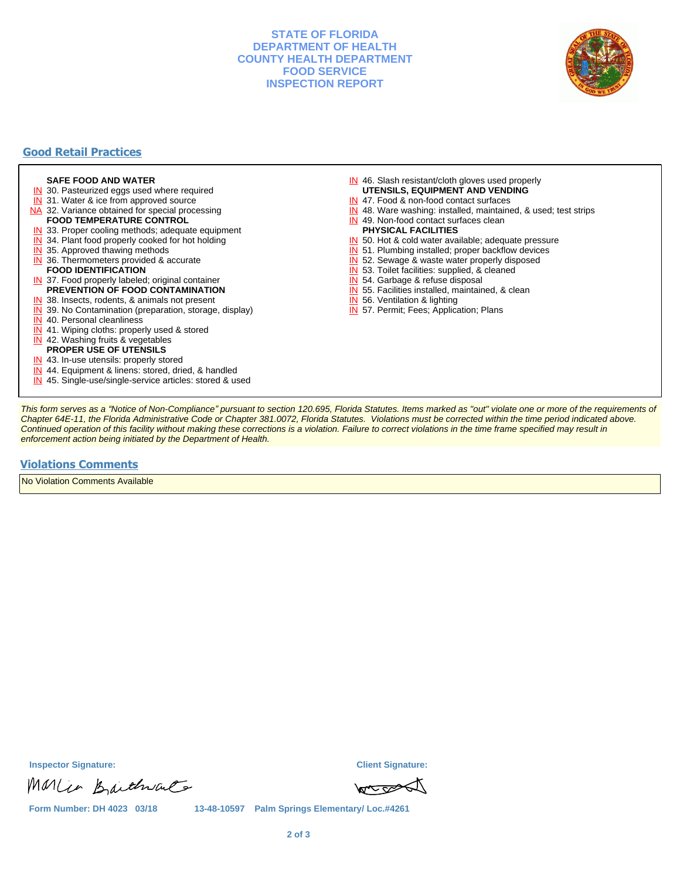# STATE OF FLORIDA
# DEPARTMENT OF HEALTH
# COUNTY HEALTH DEPARTMENT
# FOOD SERVICE
# INSPECTION REPORT

## Good Retail Practices

**SAFE FOOD AND WATER**

- IN 30. Pasteurized eggs used where required
- IN 31. Water & ice from approved source
- NA 32. Variance obtained for special processing

**FOOD TEMPERATURE CONTROL**

- IN 33. Proper cooling methods; adequate equipment
- IN 34. Plant food properly cooked for hot holding
- IN 35. Approved thawing methods
- IN 36. Thermometers provided & accurate

**FOOD IDENTIFICATION**

- IN 37. Food properly labeled; original container

**PREVENTION OF FOOD CONTAMINATION**

- IN 38. Insects, rodents, & animals not present
- IN 39. No Contamination (preparation, storage, display)
- IN 40. Personal cleanliness
- IN 41. Wiping cloths: properly used & stored
- IN 42. Washing fruits & vegetables

**PROPER USE OF UTENSILS**

- IN 43. In-use utensils: properly stored
- IN 44. Equipment & linens: stored, dried, & handled
- IN 45. Single-use/single-service articles: stored & used
- IN 46. Slash resistant/cloth gloves used properly

**UTENSILS, EQUIPMENT AND VENDING**

- IN 47. Food & non-food contact surfaces
- IN 48. Ware washing: installed, maintained, & used; test strips
- IN 49. Non-food contact surfaces clean

**PHYSICAL FACILITIES**

- IN 50. Hot & cold water available; adequate pressure
- IN 51. Plumbing installed; proper backflow devices
- IN 52. Sewage & waste water properly disposed
- IN 53. Toilet facilities: supplied, & cleaned
- IN 54. Garbage & refuse disposal
- IN 55. Facilities installed, maintained, & clean
- IN 56. Ventilation & lighting
- IN 57. Permit; Fees; Application; Plans

*This form serves as a "Notice of Non-Compliance" pursuant to section 120.695, Florida Statutes. Items marked as "out" violate one or more of the requirements of Chapter 64E-11, the Florida Administrative Code or Chapter 381.0072, Florida Statutes. Violations must be corrected within the time period indicated above. Continued operation of this facility without making these corrections is a violation. Failure to correct violations in the time frame specified may result in enforcement action being initiated by the Department of Health.*

## Violations Comments

No Violation Comments Available

**Inspector Signature:** Marlia Braithwaite

**Client Signature:**

**Form Number: DH 4023 03/18** 13-48-10597 Palm Springs Elementary/ Loc.#4261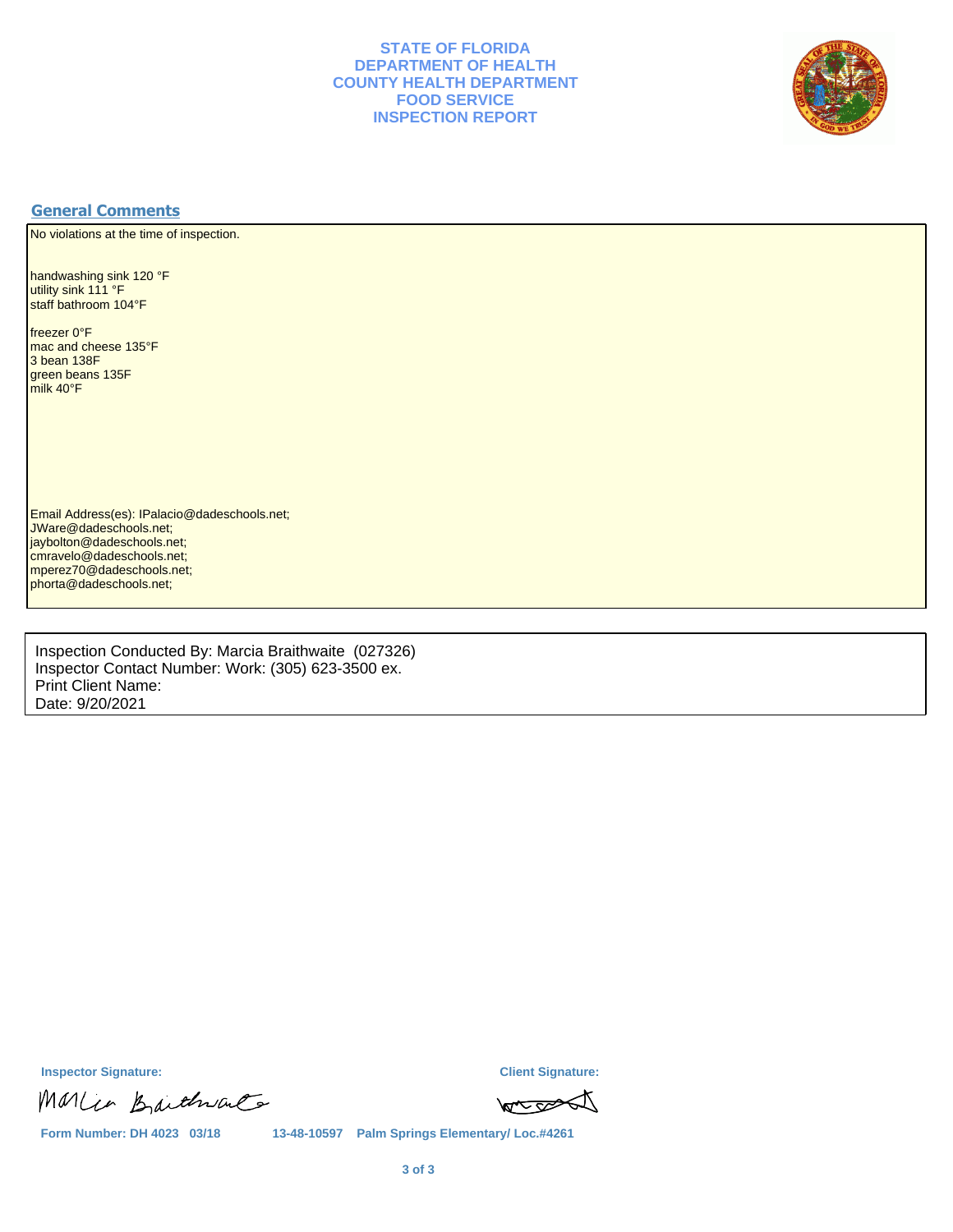STATE OF FLORIDA
DEPARTMENT OF HEALTH
COUNTY HEALTH DEPARTMENT
FOOD SERVICE
INSPECTION REPORT

## General Comments

No violations at the time of inspection.

handwashing sink 120 °F
utility sink 111 °F
staff bathroom 104°F

freezer 0°F
mac and cheese 135°F
3 bean 138F
green beans 135F
milk 40°F

Email Address(es): IPalacio@dadeschools.net;
JWare@dadeschools.net;
jaybolton@dadeschools.net;
cmravelo@dadeschools.net;
mperez70@dadeschools.net;
phorta@dadeschools.net;

Inspection Conducted By: Marcia Braithwaite (027326)
Inspector Contact Number: Work: (305) 623-3500 ex.
Print Client Name:
Date: 9/20/2021

**Inspector Signature:** Marcia Braithwaite

**Client Signature:**

**Form Number: DH 4023 03/18** **13-48-10597 Palm Springs Elementary/ Loc.#4261**